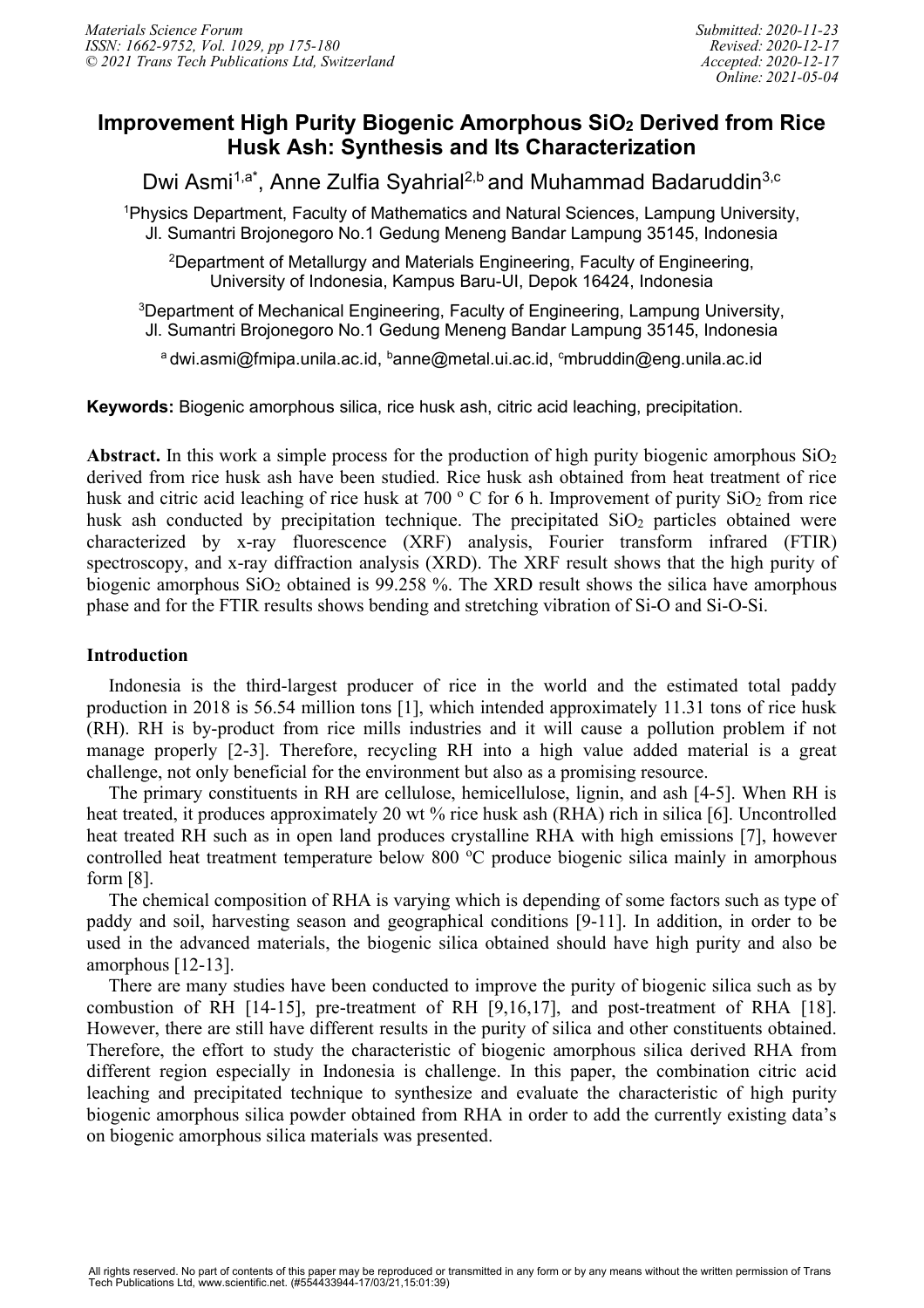# Improvement High Purity Biogenic Amorphous $SiO_2$ Derived from Rice Husk Ash: Synthesis and Its Characterization

Dwi Asmi[1,a*], Anne Zulfia Syahrial[2,b] and Muhammad Badaruddin[3,c]

[1]Physics Department, Faculty of Mathematics and Natural Sciences, Lampung University, Jl. Sumantri Brojonegoro No.1 Gedung Meneng Bandar Lampung 35145, Indonesia

[2]Department of Metallurgy and Materials Engineering, Faculty of Engineering, University of Indonesia, Kampus Baru-UI, Depok 16424, Indonesia

[3]Department of Mechanical Engineering, Faculty of Engineering, Lampung University, Jl. Sumantri Brojonegoro No.1 Gedung Meneng Bandar Lampung 35145, Indonesia

[a]dwi.asmi@fmipa.unila.ac.id, [b]anne@metal.ui.ac.id, [c]mbruddin@eng.unila.ac.id

**Keywords:** Biogenic amorphous silica, rice husk ash, citric acid leaching, precipitation.

**Abstract.** In this work a simple process for the production of high purity biogenic amorphous $SiO_2$ derived from rice husk ash have been studied. Rice husk ash obtained from heat treatment of rice husk and citric acid leaching of rice husk at 700 º C for 6 h. Improvement of purity $SiO_2$ from rice husk ash conducted by precipitation technique. The precipitated $SiO_2$ particles obtained were characterized by x-ray fluorescence (XRF) analysis, Fourier transform infrared (FTIR) spectroscopy, and x-ray diffraction analysis (XRD). The XRF result shows that the high purity of biogenic amorphous $SiO_2$ obtained is 99.258 %. The XRD result shows the silica have amorphous phase and for the FTIR results shows bending and stretching vibration of Si-O and Si-O-Si.

## Introduction

Indonesia is the third-largest producer of rice in the world and the estimated total paddy production in 2018 is 56.54 million tons [1], which intended approximately 11.31 tons of rice husk (RH). RH is by-product from rice mills industries and it will cause a pollution problem if not manage properly [2-3]. Therefore, recycling RH into a high value added material is a great challenge, not only beneficial for the environment but also as a promising resource.

The primary constituents in RH are cellulose, hemicellulose, lignin, and ash [4-5]. When RH is heat treated, it produces approximately 20 wt % rice husk ash (RHA) rich in silica [6]. Uncontrolled heat treated RH such as in open land produces crystalline RHA with high emissions [7], however controlled heat treatment temperature below 800 ºC produce biogenic silica mainly in amorphous form [8].

The chemical composition of RHA is varying which is depending of some factors such as type of paddy and soil, harvesting season and geographical conditions [9-11]. In addition, in order to be used in the advanced materials, the biogenic silica obtained should have high purity and also be amorphous [12-13].

There are many studies have been conducted to improve the purity of biogenic silica such as by combustion of RH [14-15], pre-treatment of RH [9,16,17], and post-treatment of RHA [18]. However, there are still have different results in the purity of silica and other constituents obtained. Therefore, the effort to study the characteristic of biogenic amorphous silica derived RHA from different region especially in Indonesia is challenge. In this paper, the combination citric acid leaching and precipitated technique to synthesize and evaluate the characteristic of high purity biogenic amorphous silica powder obtained from RHA in order to add the currently existing data's on biogenic amorphous silica materials was presented.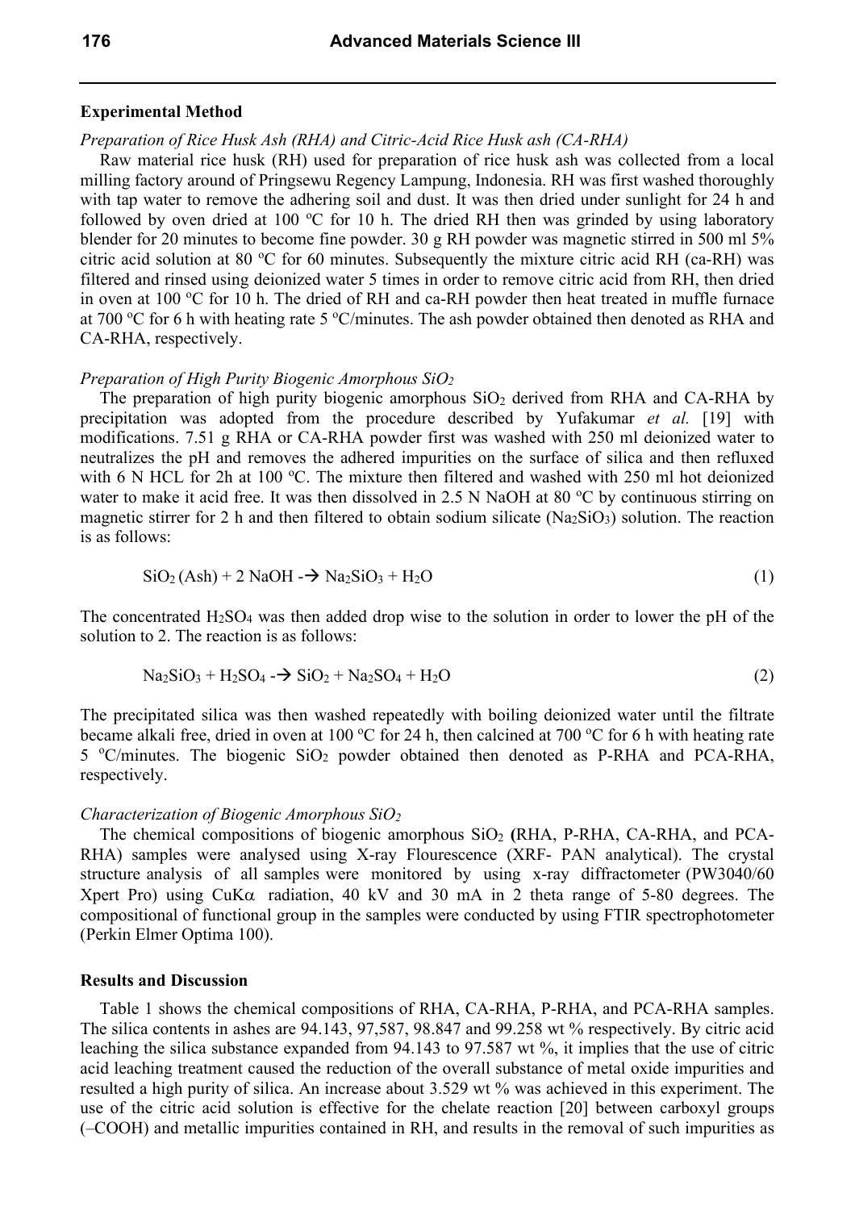## Experimental Method

*Preparation of Rice Husk Ash (RHA) and Citric-Acid Rice Husk ash (CA-RHA)*

Raw material rice husk (RH) used for preparation of rice husk ash was collected from a local milling factory around of Pringsewu Regency Lampung, Indonesia. RH was first washed thoroughly with tap water to remove the adhering soil and dust. It was then dried under sunlight for 24 h and followed by oven dried at 100 $^oC$ for 10 h. The dried RH then was grinded by using laboratory blender for 20 minutes to become fine powder. 30 g RH powder was magnetic stirred in 500 ml 5% citric acid solution at 80 $^oC$ for 60 minutes. Subsequently the mixture citric acid RH (ca-RH) was filtered and rinsed using deionized water 5 times in order to remove citric acid from RH, then dried in oven at 100 $^oC$ for 10 h. The dried of RH and ca-RH powder then heat treated in muffle furnace at 700 $^oC$ for 6 h with heating rate 5 $^oC$/minutes. The ash powder obtained then denoted as RHA and CA-RHA, respectively.

*Preparation of High Purity Biogenic Amorphous $SiO_2$*

The preparation of high purity biogenic amorphous $SiO_2$ derived from RHA and CA-RHA by precipitation was adopted from the procedure described by Yufakumar *et al.* [19] with modifications. 7.51 g RHA or CA-RHA powder first was washed with 250 ml deionized water to neutralizes the pH and removes the adhered impurities on the surface of silica and then refluxed with 6 N HCL for 2h at 100 $^oC$. The mixture then filtered and washed with 250 ml hot deionized water to make it acid free. It was then dissolved in 2.5 N NaOH at 80 $^oC$ by continuous stirring on magnetic stirrer for 2 h and then filtered to obtain sodium silicate ($Na_2SiO_3$) solution. The reaction is as follows:

$$SiO_2\,(Ash) + 2\,NaOH \rightarrow Na_2SiO_3 + H_2O \tag{1}$$

The concentrated $H_2SO_4$ was then added drop wise to the solution in order to lower the pH of the solution to 2. The reaction is as follows:

$$Na_2SiO_3 + H_2SO_4 \rightarrow SiO_2 + Na_2SO_4 + H_2O \tag{2}$$

The precipitated silica was then washed repeatedly with boiling deionized water until the filtrate became alkali free, dried in oven at 100 $^oC$ for 24 h, then calcined at 700 $^oC$ for 6 h with heating rate 5 $^oC$/minutes. The biogenic $SiO_2$ powder obtained then denoted as P-RHA and PCA-RHA, respectively.

*Characterization of Biogenic Amorphous $SiO_2$*

The chemical compositions of biogenic amorphous $SiO_2$ **(**RHA, P-RHA, CA-RHA, and PCA-RHA) samples were analysed using X-ray Flourescence (XRF- PAN analytical). The crystal structure analysis of all samples were monitored by using x-ray diffractometer (PW3040/60 Xpert Pro) using Cu$K\alpha$ radiation, 40 kV and 30 mA in 2 theta range of 5-80 degrees. The compositional of functional group in the samples were conducted by using FTIR spectrophotometer (Perkin Elmer Optima 100).

## Results and Discussion

Table 1 shows the chemical compositions of RHA, CA-RHA, P-RHA, and PCA-RHA samples. The silica contents in ashes are 94.143, 97,587, 98.847 and 99.258 wt % respectively. By citric acid leaching the silica substance expanded from 94.143 to 97.587 wt %, it implies that the use of citric acid leaching treatment caused the reduction of the overall substance of metal oxide impurities and resulted a high purity of silica. An increase about 3.529 wt % was achieved in this experiment. The use of the citric acid solution is effective for the chelate reaction [20] between carboxyl groups (–COOH) and metallic impurities contained in RH, and results in the removal of such impurities as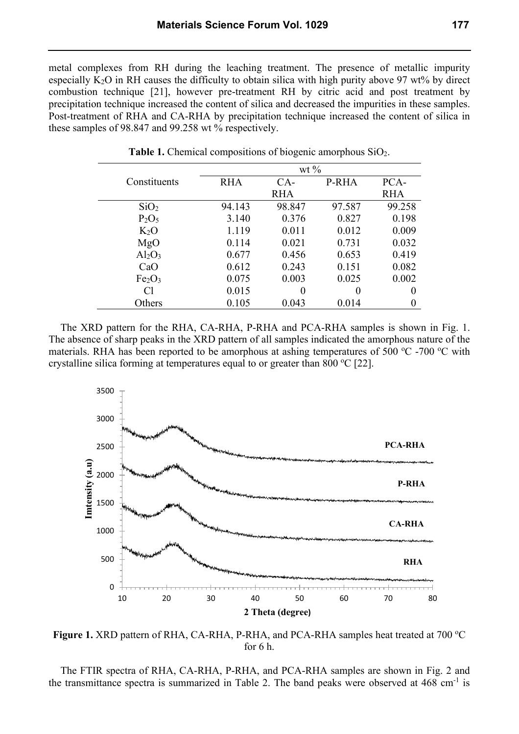metal complexes from RH during the leaching treatment. The presence of metallic impurity especially $K_2O$ in RH causes the difficulty to obtain silica with high purity above 97 wt% by direct combustion technique [21], however pre-treatment RH by citric acid and post treatment by precipitation technique increased the content of silica and decreased the impurities in these samples. Post-treatment of RHA and CA-RHA by precipitation technique increased the content of silica in these samples of 98.847 and 99.258 wt % respectively.

**Table 1.** Chemical compositions of biogenic amorphous $SiO_2$.

| Constituents | wt % | | | |
|---|---|---|---|---|
| | RHA | CA-RHA | P-RHA | PCA-RHA |
| $SiO_2$ | 94.143 | 98.847 | 97.587 | 99.258 |
| $P_2O_5$ | 3.140 | 0.376 | 0.827 | 0.198 |
| $K_2O$ | 1.119 | 0.011 | 0.012 | 0.009 |
| MgO | 0.114 | 0.021 | 0.731 | 0.032 |
| $Al_2O_3$ | 0.677 | 0.456 | 0.653 | 0.419 |
| CaO | 0.612 | 0.243 | 0.151 | 0.082 |
| $Fe_2O_3$ | 0.075 | 0.003 | 0.025 | 0.002 |
| Cl | 0.015 | 0 | 0 | 0 |
| Others | 0.105 | 0.043 | 0.014 | 0 |

The XRD pattern for the RHA, CA-RHA, P-RHA and PCA-RHA samples is shown in Fig. 1. The absence of sharp peaks in the XRD pattern of all samples indicated the amorphous nature of the materials. RHA has been reported to be amorphous at ashing temperatures of 500 ºC -700 ºC with crystalline silica forming at temperatures equal to or greater than 800 ºC [22].

**Figure 1.** XRD pattern of RHA, CA-RHA, P-RHA, and PCA-RHA samples heat treated at 700 ºC for 6 h.

The FTIR spectra of RHA, CA-RHA, P-RHA, and PCA-RHA samples are shown in Fig. 2 and the transmittance spectra is summarized in Table 2. The band peaks were observed at 468 $cm^{-1}$ is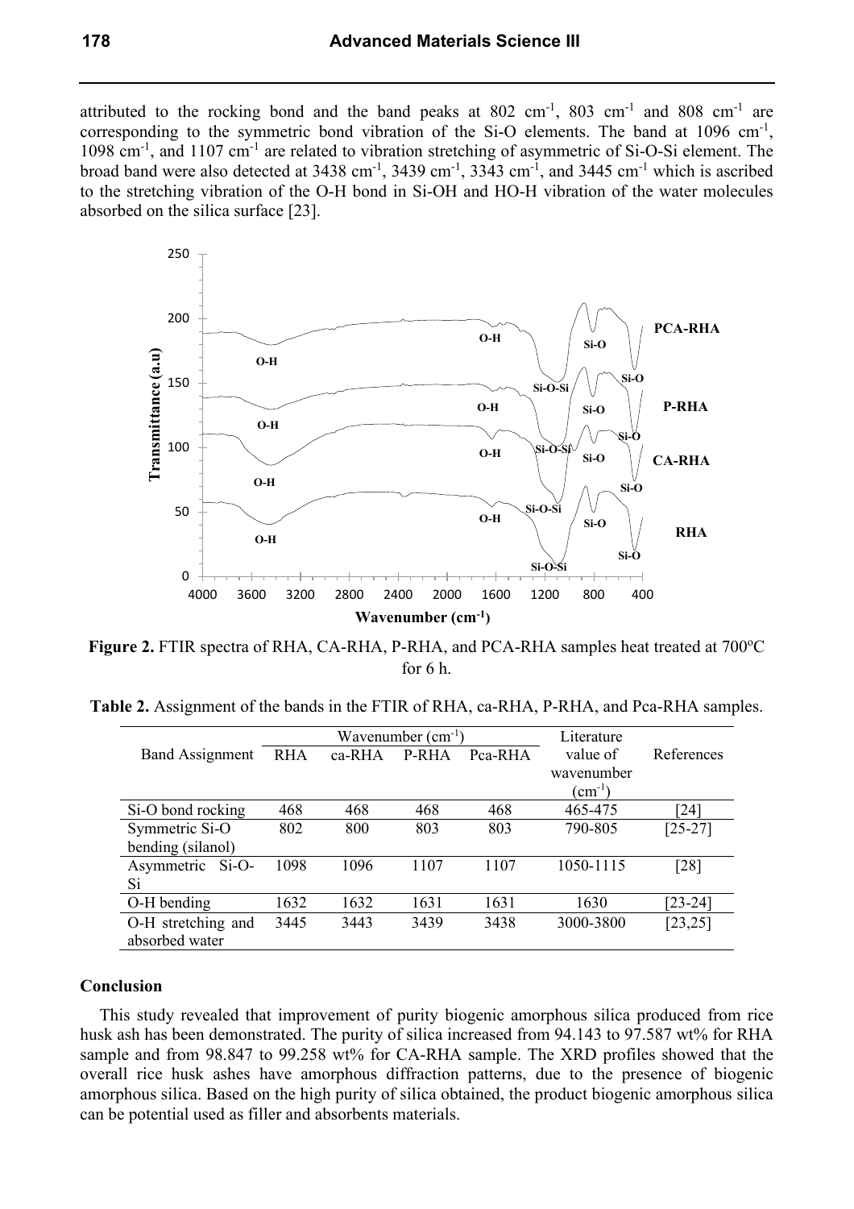attributed to the rocking bond and the band peaks at 802 $cm^{-1}$, 803 $cm^{-1}$ and 808 $cm^{-1}$ are corresponding to the symmetric bond vibration of the Si-O elements. The band at 1096 $cm^{-1}$, 1098 $cm^{-1}$, and 1107 $cm^{-1}$ are related to vibration stretching of asymmetric of Si-O-Si element. The broad band were also detected at 3438 $cm^{-1}$, 3439 $cm^{-1}$, 3343 $cm^{-1}$, and 3445 $cm^{-1}$ which is ascribed to the stretching vibration of the O-H bond in Si-OH and HO-H vibration of the water molecules absorbed on the silica surface [23].

**Figure 2.** FTIR spectra of RHA, CA-RHA, P-RHA, and PCA-RHA samples heat treated at 700°C for 6 h.

**Table 2.** Assignment of the bands in the FTIR of RHA, ca-RHA, P-RHA, and Pca-RHA samples.

| Band Assignment | Wavenumber ($cm^{-1}$) | | | | Literature value of wavenumber ($cm^{-1}$) | References |
|---|---|---|---|---|---|---|
| | RHA | ca-RHA | P-RHA | Pca-RHA | | |
| Si-O bond rocking | 468 | 468 | 468 | 468 | 465-475 | [24] |
| Symmetric Si-O bending (silanol) | 802 | 800 | 803 | 803 | 790-805 | [25-27] |
| Asymmetric Si-O-Si | 1098 | 1096 | 1107 | 1107 | 1050-1115 | [28] |
| O-H bending | 1632 | 1632 | 1631 | 1631 | 1630 | [23-24] |
| O-H stretching and absorbed water | 3445 | 3443 | 3439 | 3438 | 3000-3800 | [23,25] |

## Conclusion

This study revealed that improvement of purity biogenic amorphous silica produced from rice husk ash has been demonstrated. The purity of silica increased from 94.143 to 97.587 wt% for RHA sample and from 98.847 to 99.258 wt% for CA-RHA sample. The XRD profiles showed that the overall rice husk ashes have amorphous diffraction patterns, due to the presence of biogenic amorphous silica. Based on the high purity of silica obtained, the product biogenic amorphous silica can be potential used as filler and absorbents materials.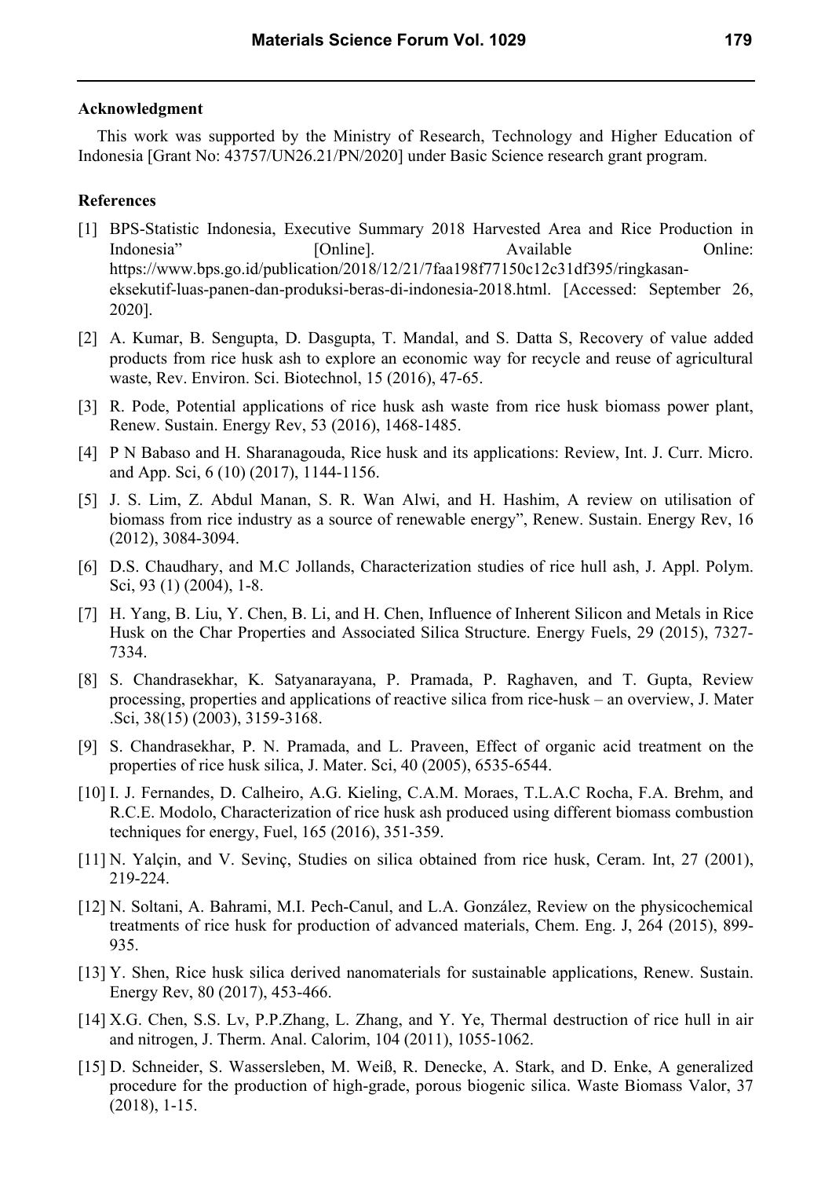### Acknowledgment

This work was supported by the Ministry of Research, Technology and Higher Education of Indonesia [Grant No: 43757/UN26.21/PN/2020] under Basic Science research grant program.

### References

[1] BPS-Statistic Indonesia, Executive Summary 2018 Harvested Area and Rice Production in Indonesia" [Online]. Available Online: https://www.bps.go.id/publication/2018/12/21/7faa198f77150c12c31df395/ringkasan-eksekutif-luas-panen-dan-produksi-beras-di-indonesia-2018.html. [Accessed: September 26, 2020].

[2] A. Kumar, B. Sengupta, D. Dasgupta, T. Mandal, and S. Datta S, Recovery of value added products from rice husk ash to explore an economic way for recycle and reuse of agricultural waste, Rev. Environ. Sci. Biotechnol, 15 (2016), 47-65.

[3] R. Pode, Potential applications of rice husk ash waste from rice husk biomass power plant, Renew. Sustain. Energy Rev, 53 (2016), 1468-1485.

[4] P N Babaso and H. Sharanagouda, Rice husk and its applications: Review, Int. J. Curr. Micro. and App. Sci, 6 (10) (2017), 1144-1156.

[5] J. S. Lim, Z. Abdul Manan, S. R. Wan Alwi, and H. Hashim, A review on utilisation of biomass from rice industry as a source of renewable energy", Renew. Sustain. Energy Rev, 16 (2012), 3084-3094.

[6] D.S. Chaudhary, and M.C Jollands, Characterization studies of rice hull ash, J. Appl. Polym. Sci, 93 (1) (2004), 1-8.

[7] H. Yang, B. Liu, Y. Chen, B. Li, and H. Chen, Influence of Inherent Silicon and Metals in Rice Husk on the Char Properties and Associated Silica Structure. Energy Fuels, 29 (2015), 7327-7334.

[8] S. Chandrasekhar, K. Satyanarayana, P. Pramada, P. Raghaven, and T. Gupta, Review processing, properties and applications of reactive silica from rice-husk – an overview, J. Mater .Sci, 38(15) (2003), 3159-3168.

[9] S. Chandrasekhar, P. N. Pramada, and L. Praveen, Effect of organic acid treatment on the properties of rice husk silica, J. Mater. Sci, 40 (2005), 6535-6544.

[10] I. J. Fernandes, D. Calheiro, A.G. Kieling, C.A.M. Moraes, T.L.A.C Rocha, F.A. Brehm, and R.C.E. Modolo, Characterization of rice husk ash produced using different biomass combustion techniques for energy, Fuel, 165 (2016), 351-359.

[11] N. Yalçin, and V. Sevinç, Studies on silica obtained from rice husk, Ceram. Int, 27 (2001), 219-224.

[12] N. Soltani, A. Bahrami, M.I. Pech-Canul, and L.A. González, Review on the physicochemical treatments of rice husk for production of advanced materials, Chem. Eng. J, 264 (2015), 899-935.

[13] Y. Shen, Rice husk silica derived nanomaterials for sustainable applications, Renew. Sustain. Energy Rev, 80 (2017), 453-466.

[14] X.G. Chen, S.S. Lv, P.P.Zhang, L. Zhang, and Y. Ye, Thermal destruction of rice hull in air and nitrogen, J. Therm. Anal. Calorim, 104 (2011), 1055-1062.

[15] D. Schneider, S. Wassersleben, M. Weiß, R. Denecke, A. Stark, and D. Enke, A generalized procedure for the production of high-grade, porous biogenic silica. Waste Biomass Valor, 37 (2018), 1-15.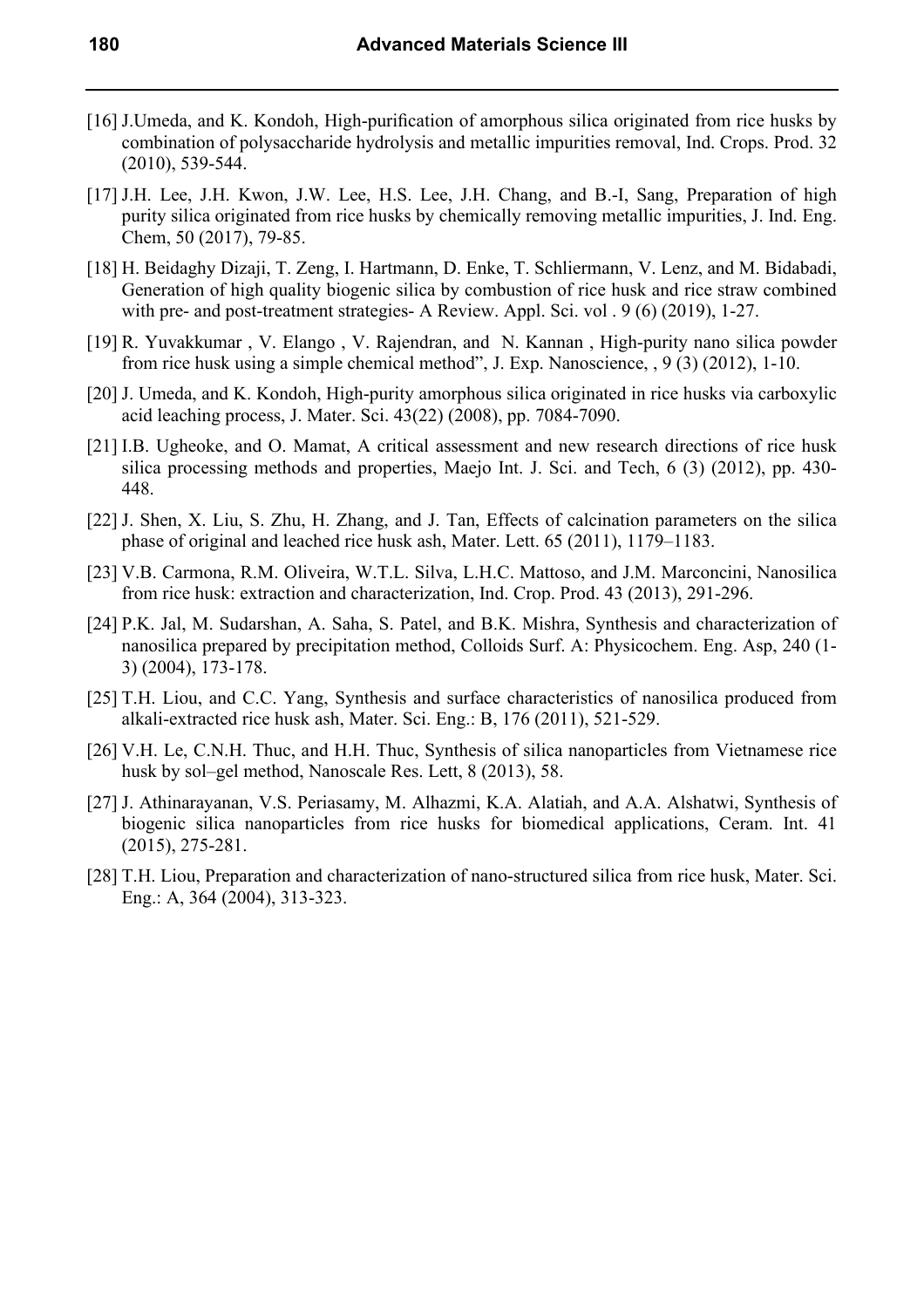[16] J.Umeda, and K. Kondoh, High-purification of amorphous silica originated from rice husks by combination of polysaccharide hydrolysis and metallic impurities removal, Ind. Crops. Prod. 32 (2010), 539-544.

[17] J.H. Lee, J.H. Kwon, J.W. Lee, H.S. Lee, J.H. Chang, and B.-I, Sang, Preparation of high purity silica originated from rice husks by chemically removing metallic impurities, J. Ind. Eng. Chem, 50 (2017), 79-85.

[18] H. Beidaghy Dizaji, T. Zeng, I. Hartmann, D. Enke, T. Schliermann, V. Lenz, and M. Bidabadi, Generation of high quality biogenic silica by combustion of rice husk and rice straw combined with pre- and post-treatment strategies- A Review. Appl. Sci. vol . 9 (6) (2019), 1-27.

[19] R. Yuvakkumar , V. Elango , V. Rajendran, and N. Kannan , High-purity nano silica powder from rice husk using a simple chemical method", J. Exp. Nanoscience, , 9 (3) (2012), 1-10.

[20] J. Umeda, and K. Kondoh, High-purity amorphous silica originated in rice husks via carboxylic acid leaching process, J. Mater. Sci. 43(22) (2008), pp. 7084-7090.

[21] I.B. Ugheoke, and O. Mamat, A critical assessment and new research directions of rice husk silica processing methods and properties, Maejo Int. J. Sci. and Tech, 6 (3) (2012), pp. 430-448.

[22] J. Shen, X. Liu, S. Zhu, H. Zhang, and J. Tan, Effects of calcination parameters on the silica phase of original and leached rice husk ash, Mater. Lett. 65 (2011), 1179–1183.

[23] V.B. Carmona, R.M. Oliveira, W.T.L. Silva, L.H.C. Mattoso, and J.M. Marconcini, Nanosilica from rice husk: extraction and characterization, Ind. Crop. Prod. 43 (2013), 291-296.

[24] P.K. Jal, M. Sudarshan, A. Saha, S. Patel, and B.K. Mishra, Synthesis and characterization of nanosilica prepared by precipitation method, Colloids Surf. A: Physicochem. Eng. Asp, 240 (1-3) (2004), 173-178.

[25] T.H. Liou, and C.C. Yang, Synthesis and surface characteristics of nanosilica produced from alkali-extracted rice husk ash, Mater. Sci. Eng.: B, 176 (2011), 521-529.

[26] V.H. Le, C.N.H. Thuc, and H.H. Thuc, Synthesis of silica nanoparticles from Vietnamese rice husk by sol–gel method, Nanoscale Res. Lett, 8 (2013), 58.

[27] J. Athinarayanan, V.S. Periasamy, M. Alhazmi, K.A. Alatiah, and A.A. Alshatwi, Synthesis of biogenic silica nanoparticles from rice husks for biomedical applications, Ceram. Int. 41 (2015), 275-281.

[28] T.H. Liou, Preparation and characterization of nano-structured silica from rice husk, Mater. Sci. Eng.: A, 364 (2004), 313-323.